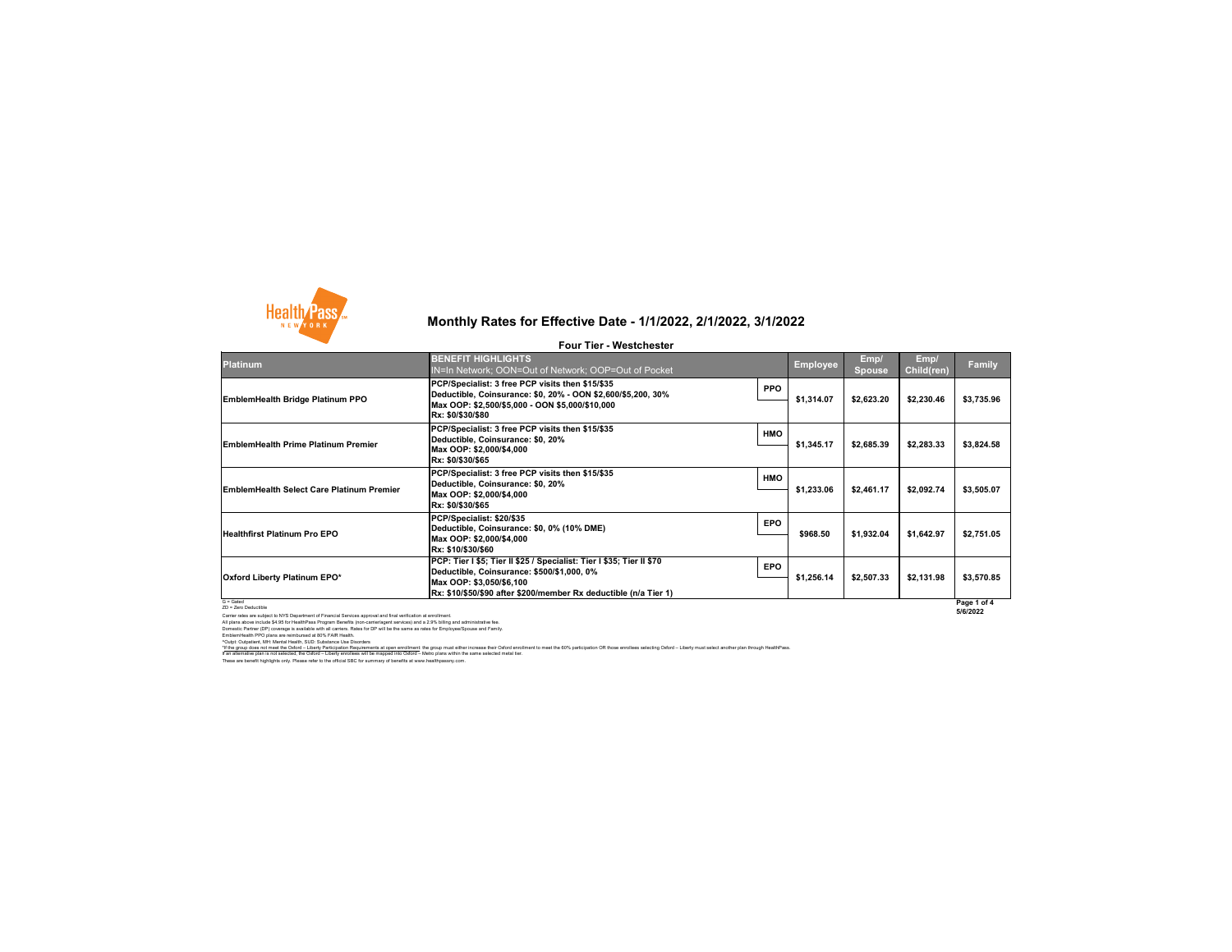# Monthly Rates for Effective Date - 1/1/2022, 2/1/2022, 3/1/2022

## Four Tier - Westchester

| Platinum | BENEFIT HIGHLIGHTS<br>IN=In Network; OON=Out of Network; OOP=Out of Pocket | | Employee | Emp/ Spouse | Emp/ Child(ren) | Family |
|---|---|---|---|---|---|---|
| EmblemHealth Bridge Platinum PPO | PCP/Specialist: 3 free PCP visits then $15/$35<br>Deductible, Coinsurance: $0, 20% - OON $2,600/$5,200, 30%<br>Max OOP: $2,500/$5,000 - OON $5,000/$10,000<br>Rx: $0/$30/$80 | PPO | $1,314.07 | $2,623.20 | $2,230.46 | $3,735.96 |
| EmblemHealth Prime Platinum Premier | PCP/Specialist: 3 free PCP visits then $15/$35<br>Deductible, Coinsurance: $0, 20%<br>Max OOP: $2,000/$4,000<br>Rx: $0/$30/$65 | HMO | $1,345.17 | $2,685.39 | $2,283.33 | $3,824.58 |
| EmblemHealth Select Care Platinum Premier | PCP/Specialist: 3 free PCP visits then $15/$35<br>Deductible, Coinsurance: $0, 20%<br>Max OOP: $2,000/$4,000<br>Rx: $0/$30/$65 | HMO | $1,233.06 | $2,461.17 | $2,092.74 | $3,505.07 |
| Healthfirst Platinum Pro EPO | PCP/Specialist: $20/$35<br>Deductible, Coinsurance: $0, 0% (10% DME)<br>Max OOP: $2,000/$4,000<br>Rx: $10/$30/$60 | EPO | $968.50 | $1,932.04 | $1,642.97 | $2,751.05 |
| Oxford Liberty Platinum EPO* | PCP: Tier I $5; Tier II $25 / Specialist: Tier I $35; Tier II $70<br>Deductible, Coinsurance: $500/$1,000, 0%<br>Max OOP: $3,050/$6,100<br>Rx: $10/$50/$90 after $200/member Rx deductible (n/a Tier 1) | EPO | $1,256.14 | $2,507.33 | $2,131.98 | $3,570.85 |

G = Gated
ZD = Zero Deductible

Carrier rates are subject to NYS Department of Financial Services approval and final verification at enrollment.
All plans above include $4.95 for HealthPass Program Benefits (non-carrier/agent services) and a 2.9% billing and administrative fee.
Domestic Partner (DP) coverage is available with all carriers. Rates for DP will be the same as rates for Employee/Spouse and Family.
EmblemHealth PPO plans are reimbursed at 80% FAIR Health.
*Outpt: Outpatient, MH: Mental Health, SUD: Substance Use Disorders
*If the group does not meet the Oxford – Liberty Participation Requirements at open enrollment: the group must either increase their Oxford enrollment to meet the 60% participation OR those enrollees selecting Oxford – Liberty must select another plan through HealthPass. If an alternative plan is not selected, the Oxford – Liberty enrollees will be mapped into Oxford – Metro plans within the same selected metal tier.
These are benefit highlights only. Please refer to the official SBC for summary of benefits at www.healthpassny.com.

5/6/2022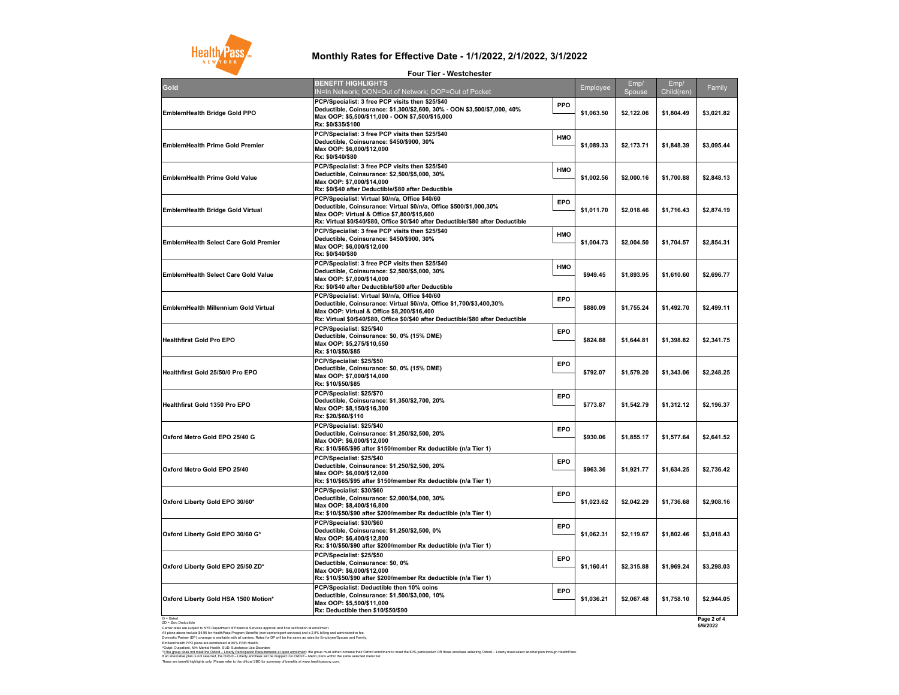# Monthly Rates for Effective Date - 1/1/2022, 2/1/2022, 3/1/2022

## Four Tier - Westchester

| Gold | BENEFIT HIGHLIGHTS<br>IN=In Network; OON=Out of Network; OOP=Out of Pocket | | Employee | Emp/ Spouse | Emp/ Child(ren) | Family |
|---|---|---|---|---|---|---|
| EmblemHealth Bridge Gold PPO | PCP/Specialist: 3 free PCP visits then $25/$40<br>Deductible, Coinsurance: $1,300/$2,600, 30% - OON $3,500/$7,000, 40%<br>Max OOP: $5,500/$11,000 - OON $7,500/$15,000<br>Rx: $0/$35/$100 | PPO | $1,063.50 | $2,122.06 | $1,804.49 | $3,021.82 |
| EmblemHealth Prime Gold Premier | PCP/Specialist: 3 free PCP visits then $25/$40<br>Deductible, Coinsurance: $450/$900, 30%<br>Max OOP: $6,000/$12,000<br>Rx: $0/$40/$80 | HMO | $1,089.33 | $2,173.71 | $1,848.39 | $3,095.44 |
| EmblemHealth Prime Gold Value | PCP/Specialist: 3 free PCP visits then $25/$40<br>Deductible, Coinsurance: $2,500/$5,000, 30%<br>Max OOP: $7,000/$14,000<br>Rx: $0/$40 after Deductible/$80 after Deductible | HMO | $1,002.56 | $2,000.16 | $1,700.88 | $2,848.13 |
| EmblemHealth Bridge Gold Virtual | PCP/Specialist: Virtual $0/n/a, Office $40/60<br>Deductible, Coinsurance: Virtual $0/n/a, Office $500/$1,000,30%<br>Max OOP: Virtual & Office $7,800/$15,600<br>Rx: Virtual $0/$40/$80, Office $0/$40 after Deductible/$80 after Deductible | EPO | $1,011.70 | $2,018.46 | $1,716.43 | $2,874.19 |
| EmblemHealth Select Care Gold Premier | PCP/Specialist: 3 free PCP visits then $25/$40<br>Deductible, Coinsurance: $450/$900, 30%<br>Max OOP: $6,000/$12,000<br>Rx: $0/$40/$80 | HMO | $1,004.73 | $2,004.50 | $1,704.57 | $2,854.31 |
| EmblemHealth Select Care Gold Value | PCP/Specialist: 3 free PCP visits then $25/$40<br>Deductible, Coinsurance: $2,500/$5,000, 30%<br>Max OOP: $7,000/$14,000<br>Rx: $0/$40 after Deductible/$80 after Deductible | HMO | $949.45 | $1,893.95 | $1,610.60 | $2,696.77 |
| EmblemHealth Millennium Gold Virtual | PCP/Specialist: Virtual $0/n/a, Office $40/60<br>Deductible, Coinsurance: Virtual $0/n/a, Office $1,700/$3,400,30%<br>Max OOP: Virtual & Office $8,200/$16,400<br>Rx: Virtual $0/$40/$80, Office $0/$40 after Deductible/$80 after Deductible | EPO | $880.09 | $1,755.24 | $1,492.70 | $2,499.11 |
| Healthfirst Gold Pro EPO | PCP/Specialist: $25/$40<br>Deductible, Coinsurance: $0, 0% (15% DME)<br>Max OOP: $5,275/$10,550<br>Rx: $10/$50/$85 | EPO | $824.88 | $1,644.81 | $1,398.82 | $2,341.75 |
| Healthfirst Gold 25/50/0 Pro EPO | PCP/Specialist: $25/$50<br>Deductible, Coinsurance: $0, 0% (15% DME)<br>Max OOP: $7,000/$14,000<br>Rx: $10/$50/$85 | EPO | $792.07 | $1,579.20 | $1,343.06 | $2,248.25 |
| Healthfirst Gold 1350 Pro EPO | PCP/Specialist: $25/$70<br>Deductible, Coinsurance: $1,350/$2,700, 20%<br>Max OOP: $8,150/$16,300<br>Rx: $20/$60/$110 | EPO | $773.87 | $1,542.79 | $1,312.12 | $2,196.37 |
| Oxford Metro Gold EPO 25/40 G | PCP/Specialist: $25/$40<br>Deductible, Coinsurance: $1,250/$2,500, 20%<br>Max OOP: $6,000/$12,000<br>Rx: $10/$65/$95 after $150/member Rx deductible (n/a Tier 1) | EPO | $930.06 | $1,855.17 | $1,577.64 | $2,641.52 |
| Oxford Metro Gold EPO 25/40 | PCP/Specialist: $25/$40<br>Deductible, Coinsurance: $1,250/$2,500, 20%<br>Max OOP: $6,000/$12,000<br>Rx: $10/$65/$95 after $150/member Rx deductible (n/a Tier 1) | EPO | $963.36 | $1,921.77 | $1,634.25 | $2,736.42 |
| Oxford Liberty Gold EPO 30/60* | PCP/Specialist: $30/$60<br>Deductible, Coinsurance: $2,000/$4,000, 30%<br>Max OOP: $8,400/$16,800<br>Rx: $10/$50/$90 after $200/member Rx deductible (n/a Tier 1) | EPO | $1,023.62 | $2,042.29 | $1,736.68 | $2,908.16 |
| Oxford Liberty Gold EPO 30/60 G* | PCP/Specialist: $30/$60<br>Deductible, Coinsurance: $1,250/$2,500, 0%<br>Max OOP: $6,400/$12,800<br>Rx: $10/$50/$90 after $200/member Rx deductible (n/a Tier 1) | EPO | $1,062.31 | $2,119.67 | $1,802.46 | $3,018.43 |
| Oxford Liberty Gold EPO 25/50 ZD* | PCP/Specialist: $25/$50<br>Deductible, Coinsurance: $0, 0%<br>Max OOP: $6,000/$12,000<br>Rx: $10/$50/$90 after $200/member Rx deductible (n/a Tier 1) | EPO | $1,160.41 | $2,315.88 | $1,969.24 | $3,298.03 |
| Oxford Liberty Gold HSA 1500 Motion* | PCP/Specialist: Deductible then 10% coins<br>Deductible, Coinsurance: $1,500/$3,000, 10%<br>Max OOP: $5,500/$11,000<br>Rx: Deductible then $10/$50/$90 | EPO | $1,036.21 | $2,067.48 | $1,758.10 | $2,944.05 |

G = Gated
ZD = Zero Deductible
Carrier rates are subject to NYS Department of Financial Services approval and final verification at enrollment.
All plans above include $4.95 for HealthPass Program Benefits (non-carrier/agent services) and a 2.9% billing and administrative fee.
Domestic Partner (DP) coverage is available with all carriers. Rates for DP will be the same as rates for Employee/Spouse and Family.
EmblemHealth PPO plans are reimbursed at 80% FAIR Health.
*Outpt: Outpatient, MH: Mental Health, SUD: Substance Use Disorders
*If the group does not meet the Oxford – Liberty Participation Requirements at open enrollment: the group must either increase their Oxford enrollment to meet the 60% participation OR those enrollees selecting Oxford – Liberty must select another plan through HealthPass. If an alternative plan is not selected, the Oxford – Liberty enrollees will be mapped into Oxford – Metro plans within the same selected metal tier.
These are benefit highlights only. Please refer to the official SBC for summary of benefits at www.healthpassny.com.

5/6/2022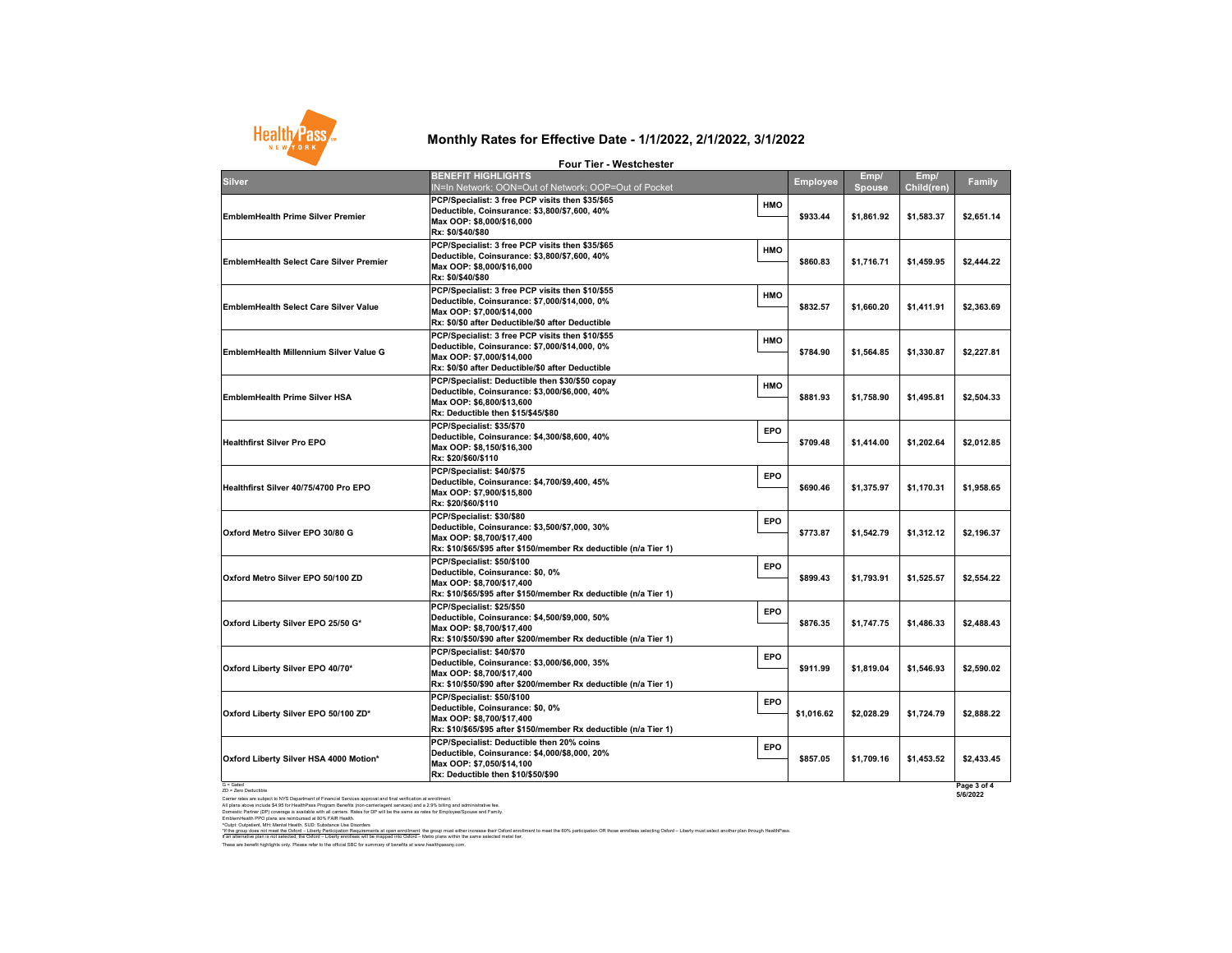# Monthly Rates for Effective Date - 1/1/2022, 2/1/2022, 3/1/2022

## Four Tier - Westchester

| Silver | BENEFIT HIGHLIGHTS IN=In Network; OON=Out of Network; OOP=Out of Pocket | | Employee | Emp/ Spouse | Emp/ Child(ren) | Family |
|---|---|---|---|---|---|---|
| EmblemHealth Prime Silver Premier | PCP/Specialist: 3 free PCP visits then $35/$65<br>Deductible, Coinsurance: $3,800/$7,600, 40%<br>Max OOP: $8,000/$16,000<br>Rx: $0/$40/$80 | HMO | $933.44 | $1,861.92 | $1,583.37 | $2,651.14 |
| EmblemHealth Select Care Silver Premier | PCP/Specialist: 3 free PCP visits then $35/$65<br>Deductible, Coinsurance: $3,800/$7,600, 40%<br>Max OOP: $8,000/$16,000<br>Rx: $0/$40/$80 | HMO | $860.83 | $1,716.71 | $1,459.95 | $2,444.22 |
| EmblemHealth Select Care Silver Value | PCP/Specialist: 3 free PCP visits then $10/$55<br>Deductible, Coinsurance: $7,000/$14,000, 0%<br>Max OOP: $7,000/$14,000<br>Rx: $0/$0 after Deductible/$0 after Deductible | HMO | $832.57 | $1,660.20 | $1,411.91 | $2,363.69 |
| EmblemHealth Millennium Silver Value G | PCP/Specialist: 3 free PCP visits then $10/$55<br>Deductible, Coinsurance: $7,000/$14,000, 0%<br>Max OOP: $7,000/$14,000<br>Rx: $0/$0 after Deductible/$0 after Deductible | HMO | $784.90 | $1,564.85 | $1,330.87 | $2,227.81 |
| EmblemHealth Prime Silver HSA | PCP/Specialist: Deductible then $30/$50 copay<br>Deductible, Coinsurance: $3,000/$6,000, 40%<br>Max OOP: $6,800/$13,600<br>Rx: Deductible then $15/$45/$80 | HMO | $881.93 | $1,758.90 | $1,495.81 | $2,504.33 |
| Healthfirst Silver Pro EPO | PCP/Specialist: $35/$70<br>Deductible, Coinsurance: $4,300/$8,600, 40%<br>Max OOP: $8,150/$16,300<br>Rx: $20/$60/$110 | EPO | $709.48 | $1,414.00 | $1,202.64 | $2,012.85 |
| Healthfirst Silver 40/75/4700 Pro EPO | PCP/Specialist: $40/$75<br>Deductible, Coinsurance: $4,700/$9,400, 45%<br>Max OOP: $7,900/$15,800<br>Rx: $20/$60/$110 | EPO | $690.46 | $1,375.97 | $1,170.31 | $1,958.65 |
| Oxford Metro Silver EPO 30/80 G | PCP/Specialist: $30/$80<br>Deductible, Coinsurance: $3,500/$7,000, 30%<br>Max OOP: $8,700/$17,400<br>Rx: $10/$65/$95 after $150/member Rx deductible (n/a Tier 1) | EPO | $773.87 | $1,542.79 | $1,312.12 | $2,196.37 |
| Oxford Metro Silver EPO 50/100 ZD | PCP/Specialist: $50/$100<br>Deductible, Coinsurance: $0, 0%<br>Max OOP: $8,700/$17,400<br>Rx: $10/$65/$95 after $150/member Rx deductible (n/a Tier 1) | EPO | $899.43 | $1,793.91 | $1,525.57 | $2,554.22 |
| Oxford Liberty Silver EPO 25/50 G* | PCP/Specialist: $25/$50<br>Deductible, Coinsurance: $4,500/$9,000, 50%<br>Max OOP: $8,700/$17,400<br>Rx: $10/$50/$90 after $200/member Rx deductible (n/a Tier 1) | EPO | $876.35 | $1,747.75 | $1,486.33 | $2,488.43 |
| Oxford Liberty Silver EPO 40/70* | PCP/Specialist: $40/$70<br>Deductible, Coinsurance: $3,000/$6,000, 35%<br>Max OOP: $8,700/$17,400<br>Rx: $10/$50/$90 after $200/member Rx deductible (n/a Tier 1) | EPO | $911.99 | $1,819.04 | $1,546.93 | $2,590.02 |
| Oxford Liberty Silver EPO 50/100 ZD* | PCP/Specialist: $50/$100<br>Deductible, Coinsurance: $0, 0%<br>Max OOP: $8,700/$17,400<br>Rx: $10/$65/$95 after $150/member Rx deductible (n/a Tier 1) | EPO | $1,016.62 | $2,028.29 | $1,724.79 | $2,888.22 |
| Oxford Liberty Silver HSA 4000 Motion* | PCP/Specialist: Deductible then 20% coins<br>Deductible, Coinsurance: $4,000/$8,000, 20%<br>Max OOP: $7,050/$14,100<br>Rx: Deductible then $10/$50/$90 | EPO | $857.05 | $1,709.16 | $1,453.52 | $2,433.45 |

G = Gated
ZD = Zero Deductible

5/6/2022

Carrier rates are subject to NYS Department of Financial Services approval and final verification at enrollment.
All plans above include $4.95 for HealthPass Program Benefits (non-carrier/agent services) and a 2.9% billing and administrative fee.
Domestic Partner (DP) coverage is available with all carriers. Rates for DP will be the same as rates for Employee/Spouse and Family.
EmblemHealth PPO plans are reimbursed at 90% FAIR Health.
*Outpt: Outpatient, MH: Mental Health, SUD: Substance Use Disorders
*If the group does not meet the Oxford – Liberty Participation Requirements at open enrollment the group must either increase their Oxford enrollment to meet the 60% participation OR those enrollees selecting Oxford – Liberty must select another plan through HealthPass.
If an alternative plan is not selected, the Oxford – Liberty enrollees will be mapped into Oxford – Metro plans within the same selected metal tier.
These are benefit highlights only. Please refer to the official SBC for summary of benefits at www.healthpassny.com.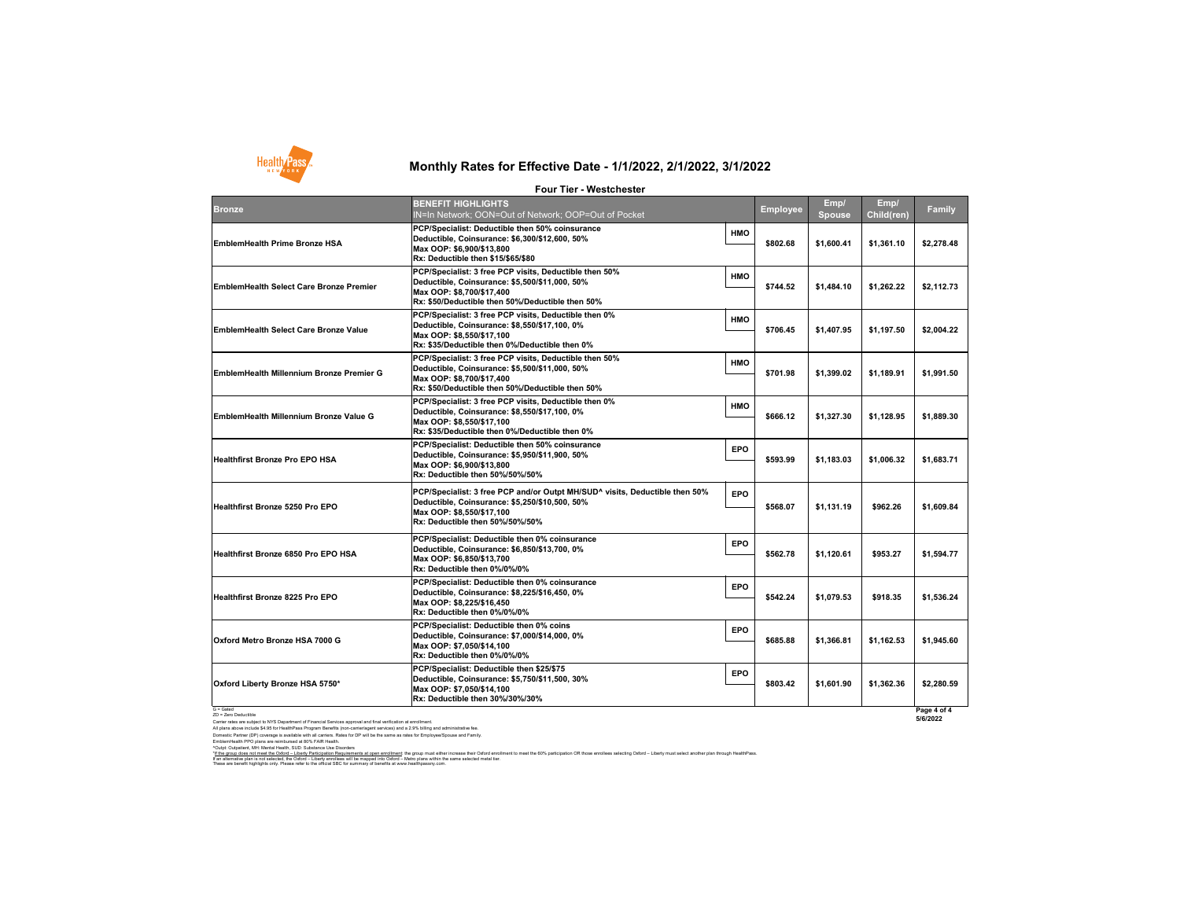# Monthly Rates for Effective Date - 1/1/2022, 2/1/2022, 3/1/2022

## Four Tier - Westchester

| Bronze | BENEFIT HIGHLIGHTS<br>IN=In Network; OON=Out of Network; OOP=Out of Pocket | | Employee | Emp/ Spouse | Emp/ Child(ren) | Family |
|---|---|---|---|---|---|---|
| EmblemHealth Prime Bronze HSA | PCP/Specialist: Deductible then 50% coinsurance<br>Deductible, Coinsurance: $6,300/$12,600, 50%<br>Max OOP: $6,900/$13,800<br>Rx: Deductible then $15/$65/$80 | HMO | $802.68 | $1,600.41 | $1,361.10 | $2,278.48 |
| EmblemHealth Select Care Bronze Premier | PCP/Specialist: 3 free PCP visits, Deductible then 50%<br>Deductible, Coinsurance: $5,500/$11,000, 50%<br>Max OOP: $8,700/$17,400<br>Rx: $50/Deductible then 50%/Deductible then 50% | HMO | $744.52 | $1,484.10 | $1,262.22 | $2,112.73 |
| EmblemHealth Select Care Bronze Value | PCP/Specialist: 3 free PCP visits, Deductible then 0%<br>Deductible, Coinsurance: $8,550/$17,100, 0%<br>Max OOP: $8,550/$17,100<br>Rx: $35/Deductible then 0%/Deductible then 0% | HMO | $706.45 | $1,407.95 | $1,197.50 | $2,004.22 |
| EmblemHealth Millennium Bronze Premier G | PCP/Specialist: 3 free PCP visits, Deductible then 50%<br>Deductible, Coinsurance: $5,500/$11,000, 50%<br>Max OOP: $8,700/$17,400<br>Rx: $50/Deductible then 50%/Deductible then 50% | HMO | $701.98 | $1,399.02 | $1,189.91 | $1,991.50 |
| EmblemHealth Millennium Bronze Value G | PCP/Specialist: 3 free PCP visits, Deductible then 0%<br>Deductible, Coinsurance: $8,550/$17,100, 0%<br>Max OOP: $8,550/$17,100<br>Rx: $35/Deductible then 0%/Deductible then 0% | HMO | $666.12 | $1,327.30 | $1,128.95 | $1,889.30 |
| Healthfirst Bronze Pro EPO HSA | PCP/Specialist: Deductible then 50% coinsurance<br>Deductible, Coinsurance: $5,950/$11,900, 50%<br>Max OOP: $6,900/$13,800<br>Rx: Deductible then 50%/50%/50% | EPO | $593.99 | $1,183.03 | $1,006.32 | $1,683.71 |
| Healthfirst Bronze 5250 Pro EPO | PCP/Specialist: 3 free PCP and/or Outpt MH/SUD^ visits, Deductible then 50%<br>Deductible, Coinsurance: $5,250/$10,500, 50%<br>Max OOP: $8,550/$17,100<br>Rx: Deductible then 50%/50%/50% | EPO | $568.07 | $1,131.19 | $962.26 | $1,609.84 |
| Healthfirst Bronze 6850 Pro EPO HSA | PCP/Specialist: Deductible then 0% coinsurance<br>Deductible, Coinsurance: $6,850/$13,700, 0%<br>Max OOP: $6,850/$13,700<br>Rx: Deductible then 0%/0%/0% | EPO | $562.78 | $1,120.61 | $953.27 | $1,594.77 |
| Healthfirst Bronze 8225 Pro EPO | PCP/Specialist: Deductible then 0% coinsurance<br>Deductible, Coinsurance: $8,225/$16,450, 0%<br>Max OOP: $8,225/$16,450<br>Rx: Deductible then 0%/0%/0% | EPO | $542.24 | $1,079.53 | $918.35 | $1,536.24 |
| Oxford Metro Bronze HSA 7000 G | PCP/Specialist: Deductible then 0% coins<br>Deductible, Coinsurance: $7,000/$14,000, 0%<br>Max OOP: $7,050/$14,100<br>Rx: Deductible then 0%/0%/0% | EPO | $685.88 | $1,366.81 | $1,162.53 | $1,945.60 |
| Oxford Liberty Bronze HSA 5750* | PCP/Specialist: Deductible then $25/$75<br>Deductible, Coinsurance: $5,750/$11,500, 30%<br>Max OOP: $7,050/$14,100<br>Rx: Deductible then 30%/30%/30% | EPO | $803.42 | $1,601.90 | $1,362.36 | $2,280.59 |

G = Gated
ZD = Zero Deductible
Carrier rates are subject to NYS Department of Financial Services approval and final verification at enrollment.
All plans above include $4.95 for HealthPass Program Benefits (non-carrier/agent services) and a 2.9% billing and administrative fee.
Domestic Partner (DP) coverage is available with all carriers. Rates for DP will be the same as rates for Employee/Spouse and Family.
EmblemHealth PPO plans are reimbursed at 80% FAIR Health.
^Outpt: Outpatient, MH: Mental Health, SUD: Substance Use Disorders
*If the group does not meet the Oxford – Liberty Participation Requirements at open enrollment, the group must either increase their Oxford enrollment to meet the 60% participation OR those enrollees selecting Oxford – Liberty must select another plan through HealthPass.
If an alternative plan is not selected, the Oxford – Liberty enrollees will be mapped into Oxford – Metro plans within the same selected metal tier.
These are benefit highlights only. Please refer to the official SBC for summary of benefits at www.healthpassny.com.

5/6/2022